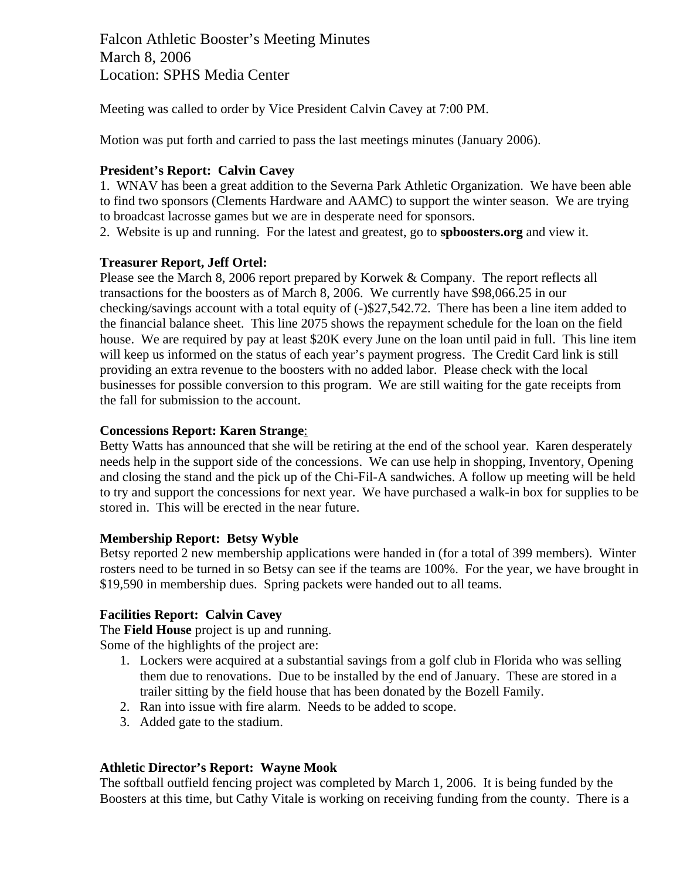# Falcon Athletic Booster's Meeting Minutes
March 8, 2006
Location: SPHS Media Center

Meeting was called to order by Vice President Calvin Cavey at 7:00 PM.

Motion was put forth and carried to pass the last meetings minutes (January 2006).

**President's Report: Calvin Cavey**

1. WNAV has been a great addition to the Severna Park Athletic Organization. We have been able to find two sponsors (Clements Hardware and AAMC) to support the winter season. We are trying to broadcast lacrosse games but we are in desperate need for sponsors.
2. Website is up and running. For the latest and greatest, go to **spboosters.org** and view it.

**Treasurer Report, Jeff Ortel:**

Please see the March 8, 2006 report prepared by Korwek & Company. The report reflects all transactions for the boosters as of March 8, 2006. We currently have $98,066.25 in our checking/savings account with a total equity of (-)$27,542.72. There has been a line item added to the financial balance sheet. This line 2075 shows the repayment schedule for the loan on the field house. We are required by pay at least $20K every June on the loan until paid in full. This line item will keep us informed on the status of each year's payment progress. The Credit Card link is still providing an extra revenue to the boosters with no added labor. Please check with the local businesses for possible conversion to this program. We are still waiting for the gate receipts from the fall for submission to the account.

**Concessions Report: Karen Strange**:

Betty Watts has announced that she will be retiring at the end of the school year. Karen desperately needs help in the support side of the concessions. We can use help in shopping, Inventory, Opening and closing the stand and the pick up of the Chi-Fil-A sandwiches. A follow up meeting will be held to try and support the concessions for next year. We have purchased a walk-in box for supplies to be stored in. This will be erected in the near future.

**Membership Report: Betsy Wyble**

Betsy reported 2 new membership applications were handed in (for a total of 399 members). Winter rosters need to be turned in so Betsy can see if the teams are 100%. For the year, we have brought in $19,590 in membership dues. Spring packets were handed out to all teams.

**Facilities Report: Calvin Cavey**

The **Field House** project is up and running.
Some of the highlights of the project are:

1. Lockers were acquired at a substantial savings from a golf club in Florida who was selling them due to renovations. Due to be installed by the end of January. These are stored in a trailer sitting by the field house that has been donated by the Bozell Family.
2. Ran into issue with fire alarm. Needs to be added to scope.
3. Added gate to the stadium.

**Athletic Director's Report: Wayne Mook**

The softball outfield fencing project was completed by March 1, 2006. It is being funded by the Boosters at this time, but Cathy Vitale is working on receiving funding from the county. There is a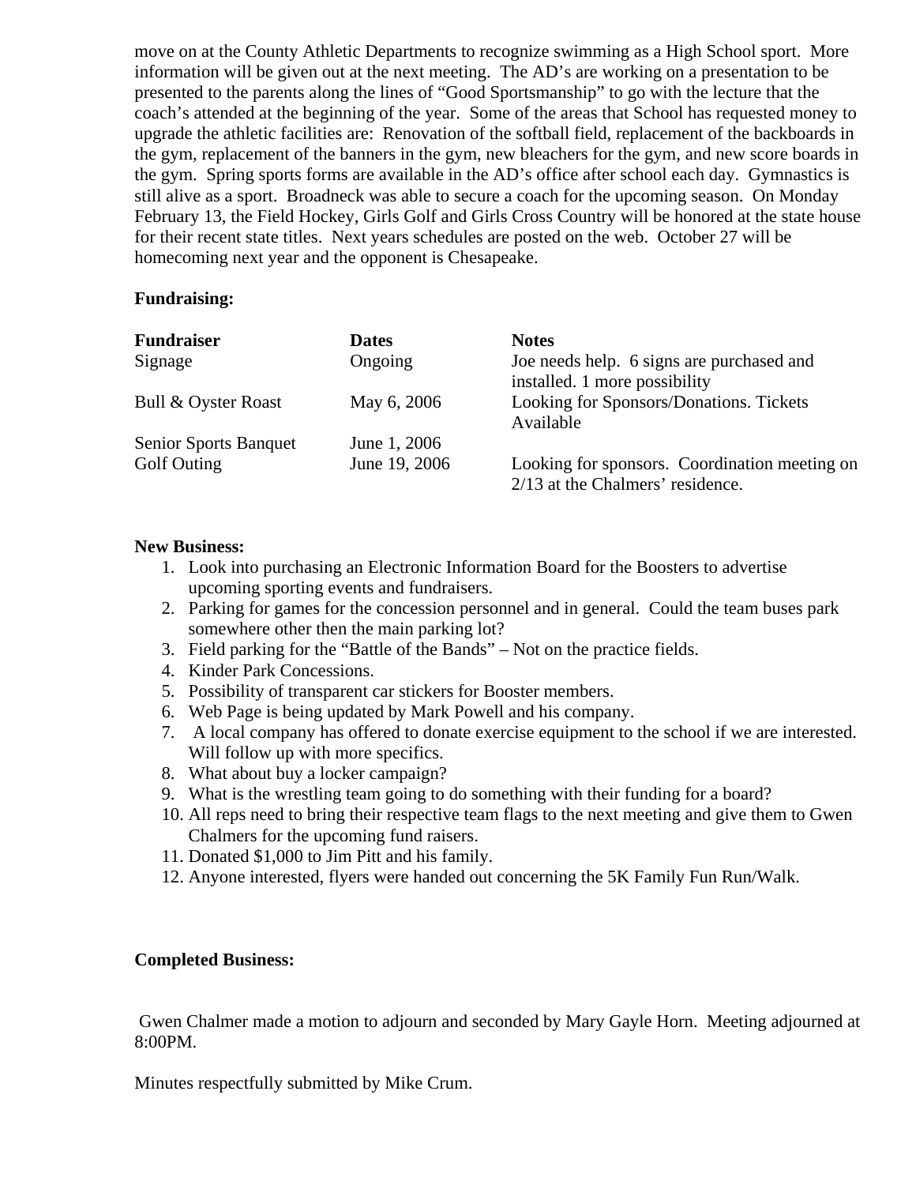move on at the County Athletic Departments to recognize swimming as a High School sport. More information will be given out at the next meeting. The AD's are working on a presentation to be presented to the parents along the lines of "Good Sportsmanship" to go with the lecture that the coach's attended at the beginning of the year. Some of the areas that School has requested money to upgrade the athletic facilities are: Renovation of the softball field, replacement of the backboards in the gym, replacement of the banners in the gym, new bleachers for the gym, and new score boards in the gym. Spring sports forms are available in the AD's office after school each day. Gymnastics is still alive as a sport. Broadneck was able to secure a coach for the upcoming season. On Monday February 13, the Field Hockey, Girls Golf and Girls Cross Country will be honored at the state house for their recent state titles. Next years schedules are posted on the web. October 27 will be homecoming next year and the opponent is Chesapeake.

**Fundraising:**

| Fundraiser | Dates | Notes |
|---|---|---|
| Signage | Ongoing | Joe needs help. 6 signs are purchased and installed. 1 more possibility |
| Bull & Oyster Roast | May 6, 2006 | Looking for Sponsors/Donations. Tickets Available |
| Senior Sports Banquet | June 1, 2006 | |
| Golf Outing | June 19, 2006 | Looking for sponsors. Coordination meeting on 2/13 at the Chalmers' residence. |

**New Business:**

1. Look into purchasing an Electronic Information Board for the Boosters to advertise upcoming sporting events and fundraisers.
2. Parking for games for the concession personnel and in general. Could the team buses park somewhere other then the main parking lot?
3. Field parking for the "Battle of the Bands" – Not on the practice fields.
4. Kinder Park Concessions.
5. Possibility of transparent car stickers for Booster members.
6. Web Page is being updated by Mark Powell and his company.
7. A local company has offered to donate exercise equipment to the school if we are interested. Will follow up with more specifics.
8. What about buy a locker campaign?
9. What is the wrestling team going to do something with their funding for a board?
10. All reps need to bring their respective team flags to the next meeting and give them to Gwen Chalmers for the upcoming fund raisers.
11. Donated $1,000 to Jim Pitt and his family.
12. Anyone interested, flyers were handed out concerning the 5K Family Fun Run/Walk.

**Completed Business:**

Gwen Chalmer made a motion to adjourn and seconded by Mary Gayle Horn. Meeting adjourned at 8:00PM.

Minutes respectfully submitted by Mike Crum.